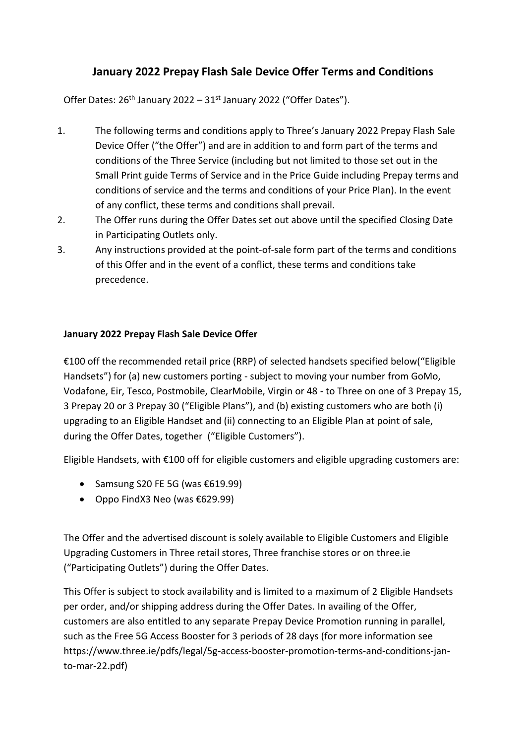# January 2022 Prepay Flash Sale Device Offer Terms and Conditions

Offer Dates: 26th January 2022 – 31st January 2022 ("Offer Dates").

1. The following terms and conditions apply to Three's January 2022 Prepay Flash Sale Device Offer ("the Offer") and are in addition to and form part of the terms and conditions of the Three Service (including but not limited to those set out in the Small Print guide Terms of Service and in the Price Guide including Prepay terms and conditions of service and the terms and conditions of your Price Plan). In the event of any conflict, these terms and conditions shall prevail.
2. The Offer runs during the Offer Dates set out above until the specified Closing Date in Participating Outlets only.
3. Any instructions provided at the point-of-sale form part of the terms and conditions of this Offer and in the event of a conflict, these terms and conditions take precedence.

**January 2022 Prepay Flash Sale Device Offer**

€100 off the recommended retail price (RRP) of selected handsets specified below("Eligible Handsets") for (a) new customers porting - subject to moving your number from GoMo, Vodafone, Eir, Tesco, Postmobile, ClearMobile, Virgin or 48 - to Three on one of 3 Prepay 15, 3 Prepay 20 or 3 Prepay 30 ("Eligible Plans"), and (b) existing customers who are both (i) upgrading to an Eligible Handset and (ii) connecting to an Eligible Plan at point of sale, during the Offer Dates, together ("Eligible Customers").

Eligible Handsets, with €100 off for eligible customers and eligible upgrading customers are:

- Samsung S20 FE 5G (was €619.99)
- Oppo FindX3 Neo (was €629.99)

The Offer and the advertised discount is solely available to Eligible Customers and Eligible Upgrading Customers in Three retail stores, Three franchise stores or on three.ie ("Participating Outlets") during the Offer Dates.

This Offer is subject to stock availability and is limited to a maximum of 2 Eligible Handsets per order, and/or shipping address during the Offer Dates. In availing of the Offer, customers are also entitled to any separate Prepay Device Promotion running in parallel, such as the Free 5G Access Booster for 3 periods of 28 days (for more information see https://www.three.ie/pdfs/legal/5g-access-booster-promotion-terms-and-conditions-jan-to-mar-22.pdf)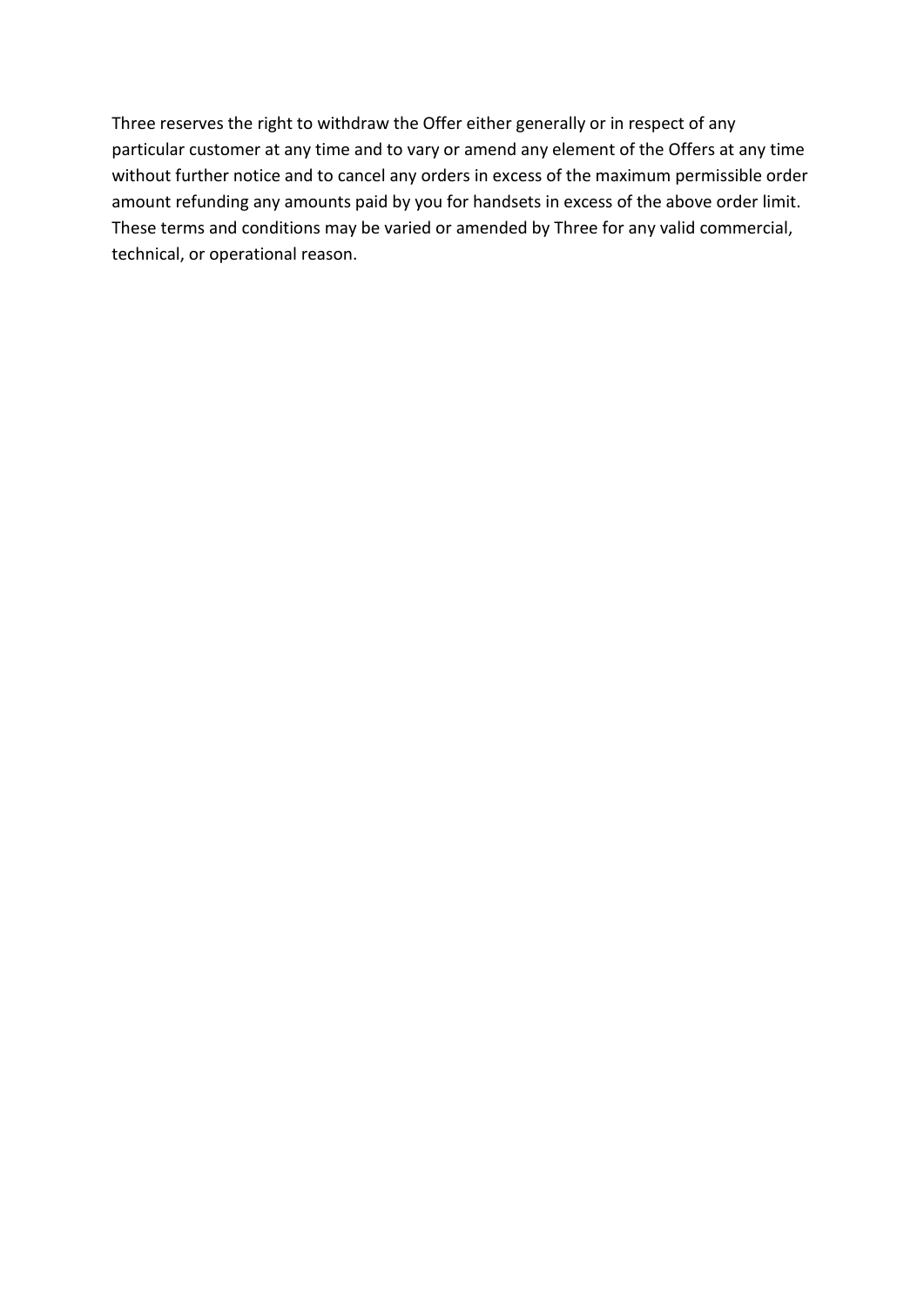Three reserves the right to withdraw the Offer either generally or in respect of any particular customer at any time and to vary or amend any element of the Offers at any time without further notice and to cancel any orders in excess of the maximum permissible order amount refunding any amounts paid by you for handsets in excess of the above order limit. These terms and conditions may be varied or amended by Three for any valid commercial, technical, or operational reason.